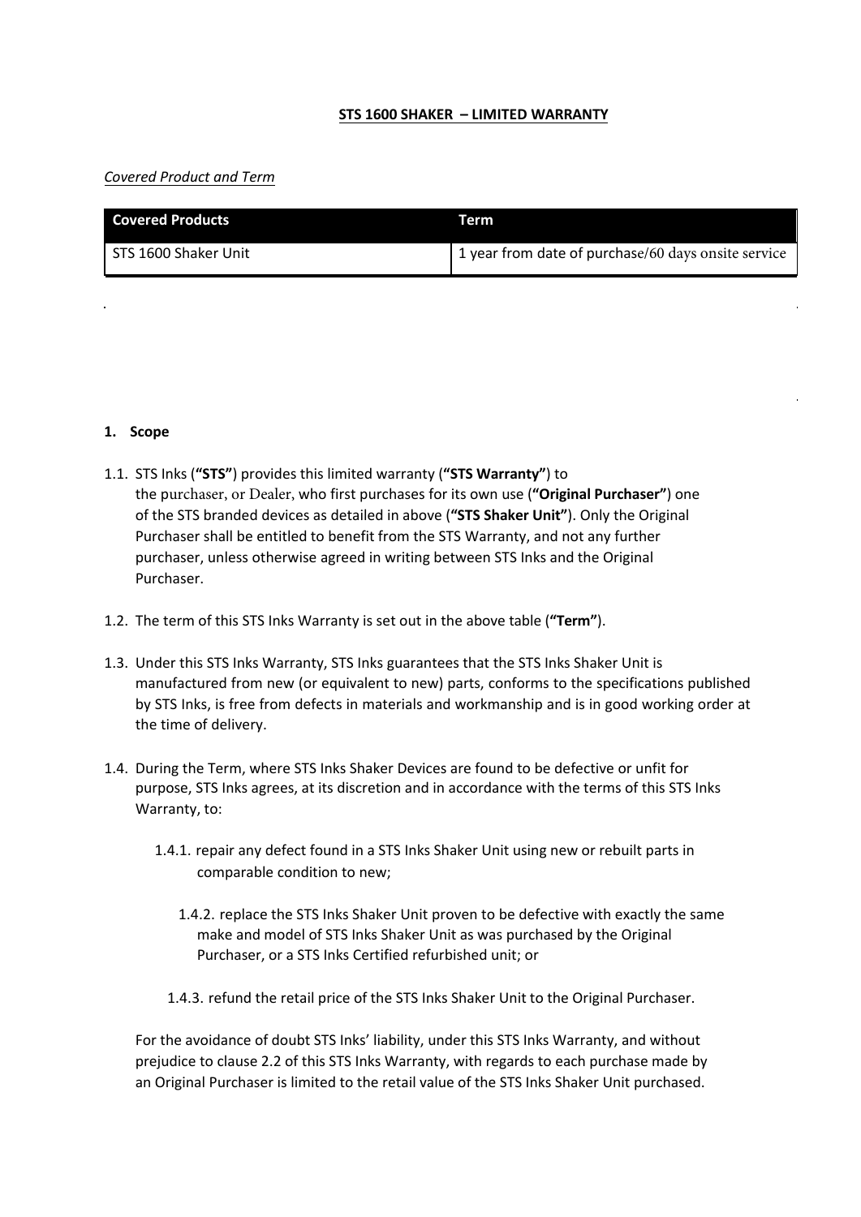**STS 1600 SHAKER – LIMITED WARRANTY**

*Covered Product and Term*

| Covered Products | Term |
| --- | --- |
| STS 1600 Shaker Unit | 1 year from date of purchase/60 days onsite service |

**1. Scope**

1.1. STS Inks (**"STS"**) provides this limited warranty (**"STS Warranty"**) to the purchaser, or Dealer, who first purchases for its own use (**"Original Purchaser"**) one of the STS branded devices as detailed in above (**"STS Shaker Unit"**). Only the Original Purchaser shall be entitled to benefit from the STS Warranty, and not any further purchaser, unless otherwise agreed in writing between STS Inks and the Original Purchaser.

1.2. The term of this STS Inks Warranty is set out in the above table (**"Term"**).

1.3. Under this STS Inks Warranty, STS Inks guarantees that the STS Inks Shaker Unit is manufactured from new (or equivalent to new) parts, conforms to the specifications published by STS Inks, is free from defects in materials and workmanship and is in good working order at the time of delivery.

1.4. During the Term, where STS Inks Shaker Devices are found to be defective or unfit for purpose, STS Inks agrees, at its discretion and in accordance with the terms of this STS Inks Warranty, to:

1.4.1. repair any defect found in a STS Inks Shaker Unit using new or rebuilt parts in comparable condition to new;

1.4.2. replace the STS Inks Shaker Unit proven to be defective with exactly the same make and model of STS Inks Shaker Unit as was purchased by the Original Purchaser, or a STS Inks Certified refurbished unit; or

1.4.3. refund the retail price of the STS Inks Shaker Unit to the Original Purchaser.

For the avoidance of doubt STS Inks' liability, under this STS Inks Warranty, and without prejudice to clause 2.2 of this STS Inks Warranty, with regards to each purchase made by an Original Purchaser is limited to the retail value of the STS Inks Shaker Unit purchased.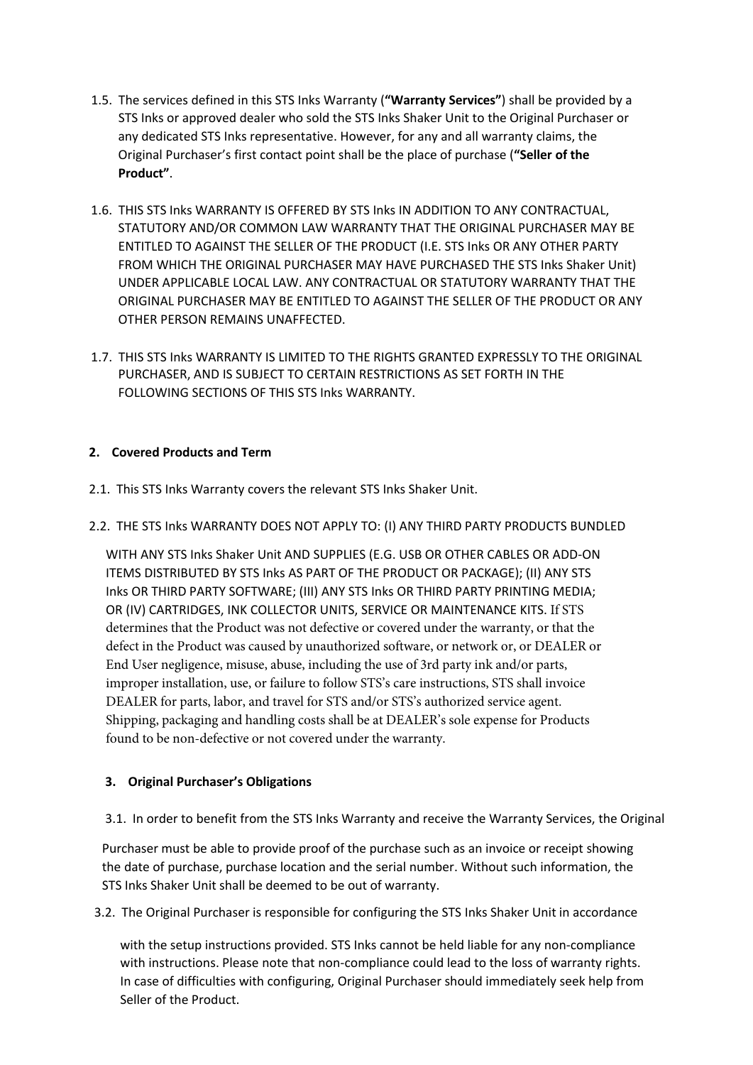1.5. The services defined in this STS Inks Warranty (**"Warranty Services"**) shall be provided by a STS Inks or approved dealer who sold the STS Inks Shaker Unit to the Original Purchaser or any dedicated STS Inks representative. However, for any and all warranty claims, the Original Purchaser's first contact point shall be the place of purchase (**"Seller of the Product"**.

1.6. THIS STS Inks WARRANTY IS OFFERED BY STS Inks IN ADDITION TO ANY CONTRACTUAL, STATUTORY AND/OR COMMON LAW WARRANTY THAT THE ORIGINAL PURCHASER MAY BE ENTITLED TO AGAINST THE SELLER OF THE PRODUCT (I.E. STS Inks OR ANY OTHER PARTY FROM WHICH THE ORIGINAL PURCHASER MAY HAVE PURCHASED THE STS Inks Shaker Unit) UNDER APPLICABLE LOCAL LAW. ANY CONTRACTUAL OR STATUTORY WARRANTY THAT THE ORIGINAL PURCHASER MAY BE ENTITLED TO AGAINST THE SELLER OF THE PRODUCT OR ANY OTHER PERSON REMAINS UNAFFECTED.

1.7. THIS STS Inks WARRANTY IS LIMITED TO THE RIGHTS GRANTED EXPRESSLY TO THE ORIGINAL PURCHASER, AND IS SUBJECT TO CERTAIN RESTRICTIONS AS SET FORTH IN THE FOLLOWING SECTIONS OF THIS STS Inks WARRANTY.

## 2. Covered Products and Term

2.1. This STS Inks Warranty covers the relevant STS Inks Shaker Unit.

2.2. THE STS Inks WARRANTY DOES NOT APPLY TO: (I) ANY THIRD PARTY PRODUCTS BUNDLED WITH ANY STS Inks Shaker Unit AND SUPPLIES (E.G. USB OR OTHER CABLES OR ADD-ON ITEMS DISTRIBUTED BY STS Inks AS PART OF THE PRODUCT OR PACKAGE); (II) ANY STS Inks OR THIRD PARTY SOFTWARE; (III) ANY STS Inks OR THIRD PARTY PRINTING MEDIA; OR (IV) CARTRIDGES, INK COLLECTOR UNITS, SERVICE OR MAINTENANCE KITS. If STS determines that the Product was not defective or covered under the warranty, or that the defect in the Product was caused by unauthorized software, or network or, or DEALER or End User negligence, misuse, abuse, including the use of 3rd party ink and/or parts, improper installation, use, or failure to follow STS's care instructions, STS shall invoice DEALER for parts, labor, and travel for STS and/or STS's authorized service agent. Shipping, packaging and handling costs shall be at DEALER's sole expense for Products found to be non-defective or not covered under the warranty.

## 3. Original Purchaser's Obligations

3.1. In order to benefit from the STS Inks Warranty and receive the Warranty Services, the Original Purchaser must be able to provide proof of the purchase such as an invoice or receipt showing the date of purchase, purchase location and the serial number. Without such information, the STS Inks Shaker Unit shall be deemed to be out of warranty.

3.2. The Original Purchaser is responsible for configuring the STS Inks Shaker Unit in accordance with the setup instructions provided. STS Inks cannot be held liable for any non-compliance with instructions. Please note that non-compliance could lead to the loss of warranty rights. In case of difficulties with configuring, Original Purchaser should immediately seek help from Seller of the Product.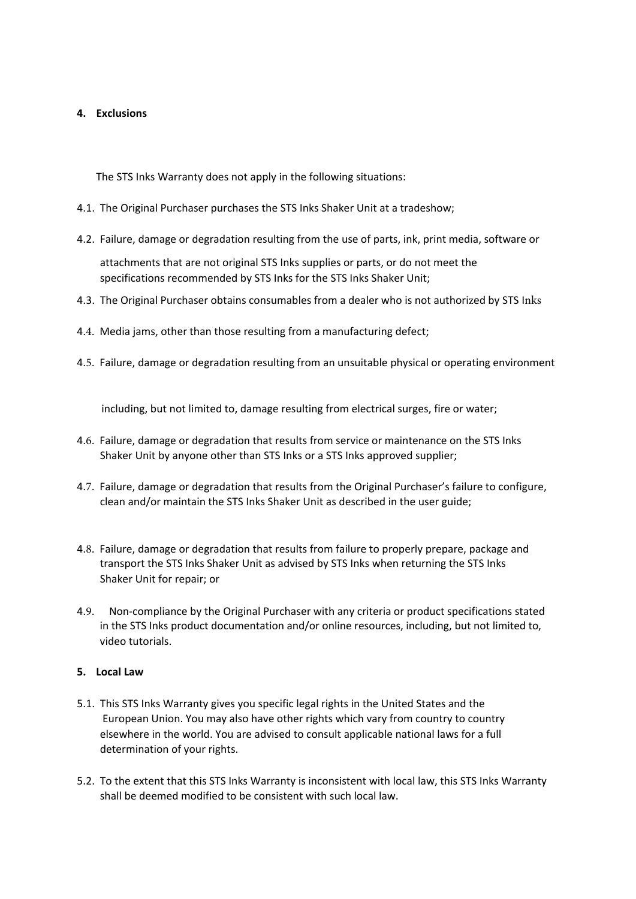## 4. Exclusions

The STS Inks Warranty does not apply in the following situations:

4.1. The Original Purchaser purchases the STS Inks Shaker Unit at a tradeshow;

4.2. Failure, damage or degradation resulting from the use of parts, ink, print media, software or attachments that are not original STS Inks supplies or parts, or do not meet the specifications recommended by STS Inks for the STS Inks Shaker Unit;

4.3. The Original Purchaser obtains consumables from a dealer who is not authorized by STS Inks

4.4. Media jams, other than those resulting from a manufacturing defect;

4.5. Failure, damage or degradation resulting from an unsuitable physical or operating environment including, but not limited to, damage resulting from electrical surges, fire or water;

4.6. Failure, damage or degradation that results from service or maintenance on the STS Inks Shaker Unit by anyone other than STS Inks or a STS Inks approved supplier;

4.7. Failure, damage or degradation that results from the Original Purchaser's failure to configure, clean and/or maintain the STS Inks Shaker Unit as described in the user guide;

4.8. Failure, damage or degradation that results from failure to properly prepare, package and transport the STS Inks Shaker Unit as advised by STS Inks when returning the STS Inks Shaker Unit for repair; or

4.9. Non-compliance by the Original Purchaser with any criteria or product specifications stated in the STS Inks product documentation and/or online resources, including, but not limited to, video tutorials.

## 5. Local Law

5.1. This STS Inks Warranty gives you specific legal rights in the United States and the European Union. You may also have other rights which vary from country to country elsewhere in the world. You are advised to consult applicable national laws for a full determination of your rights.

5.2. To the extent that this STS Inks Warranty is inconsistent with local law, this STS Inks Warranty shall be deemed modified to be consistent with such local law.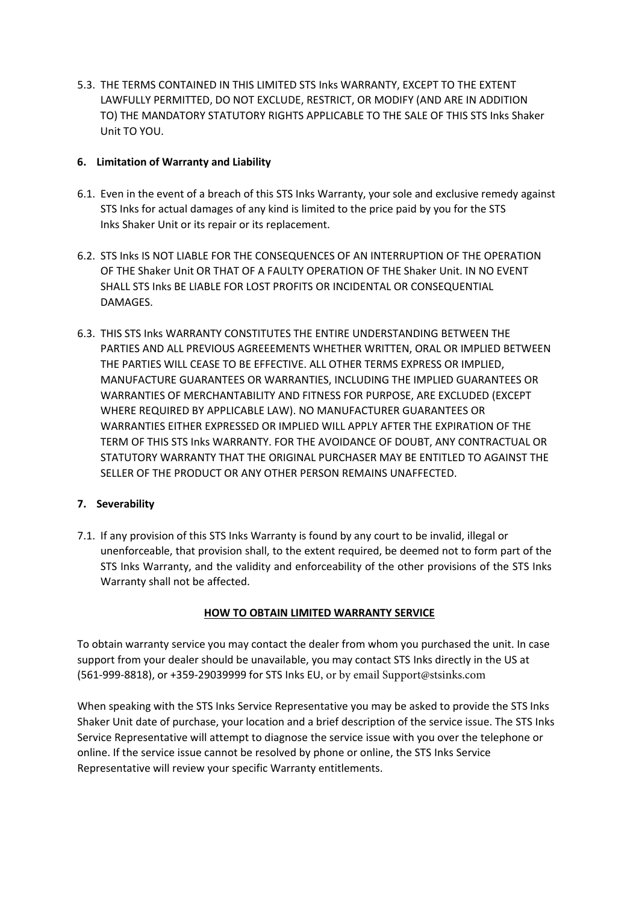5.3. THE TERMS CONTAINED IN THIS LIMITED STS Inks WARRANTY, EXCEPT TO THE EXTENT LAWFULLY PERMITTED, DO NOT EXCLUDE, RESTRICT, OR MODIFY (AND ARE IN ADDITION TO) THE MANDATORY STATUTORY RIGHTS APPLICABLE TO THE SALE OF THIS STS Inks Shaker Unit TO YOU.

**6. Limitation of Warranty and Liability**

6.1. Even in the event of a breach of this STS Inks Warranty, your sole and exclusive remedy against STS Inks for actual damages of any kind is limited to the price paid by you for the STS Inks Shaker Unit or its repair or its replacement.

6.2. STS Inks IS NOT LIABLE FOR THE CONSEQUENCES OF AN INTERRUPTION OF THE OPERATION OF THE Shaker Unit OR THAT OF A FAULTY OPERATION OF THE Shaker Unit. IN NO EVENT SHALL STS Inks BE LIABLE FOR LOST PROFITS OR INCIDENTAL OR CONSEQUENTIAL DAMAGES.

6.3. THIS STS Inks WARRANTY CONSTITUTES THE ENTIRE UNDERSTANDING BETWEEN THE PARTIES AND ALL PREVIOUS AGREEEMENTS WHETHER WRITTEN, ORAL OR IMPLIED BETWEEN THE PARTIES WILL CEASE TO BE EFFECTIVE. ALL OTHER TERMS EXPRESS OR IMPLIED, MANUFACTURE GUARANTEES OR WARRANTIES, INCLUDING THE IMPLIED GUARANTEES OR WARRANTIES OF MERCHANTABILITY AND FITNESS FOR PURPOSE, ARE EXCLUDED (EXCEPT WHERE REQUIRED BY APPLICABLE LAW). NO MANUFACTURER GUARANTEES OR WARRANTIES EITHER EXPRESSED OR IMPLIED WILL APPLY AFTER THE EXPIRATION OF THE TERM OF THIS STS Inks WARRANTY. FOR THE AVOIDANCE OF DOUBT, ANY CONTRACTUAL OR STATUTORY WARRANTY THAT THE ORIGINAL PURCHASER MAY BE ENTITLED TO AGAINST THE SELLER OF THE PRODUCT OR ANY OTHER PERSON REMAINS UNAFFECTED.

**7. Severability**

7.1. If any provision of this STS Inks Warranty is found by any court to be invalid, illegal or unenforceable, that provision shall, to the extent required, be deemed not to form part of the STS Inks Warranty, and the validity and enforceability of the other provisions of the STS Inks Warranty shall not be affected.

**HOW TO OBTAIN LIMITED WARRANTY SERVICE**

To obtain warranty service you may contact the dealer from whom you purchased the unit. In case support from your dealer should be unavailable, you may contact STS Inks directly in the US at (561-999-8818), or +359-29039999 for STS Inks EU, or by email Support@stsinks.com

When speaking with the STS Inks Service Representative you may be asked to provide the STS Inks Shaker Unit date of purchase, your location and a brief description of the service issue. The STS Inks Service Representative will attempt to diagnose the service issue with you over the telephone or online. If the service issue cannot be resolved by phone or online, the STS Inks Service Representative will review your specific Warranty entitlements.